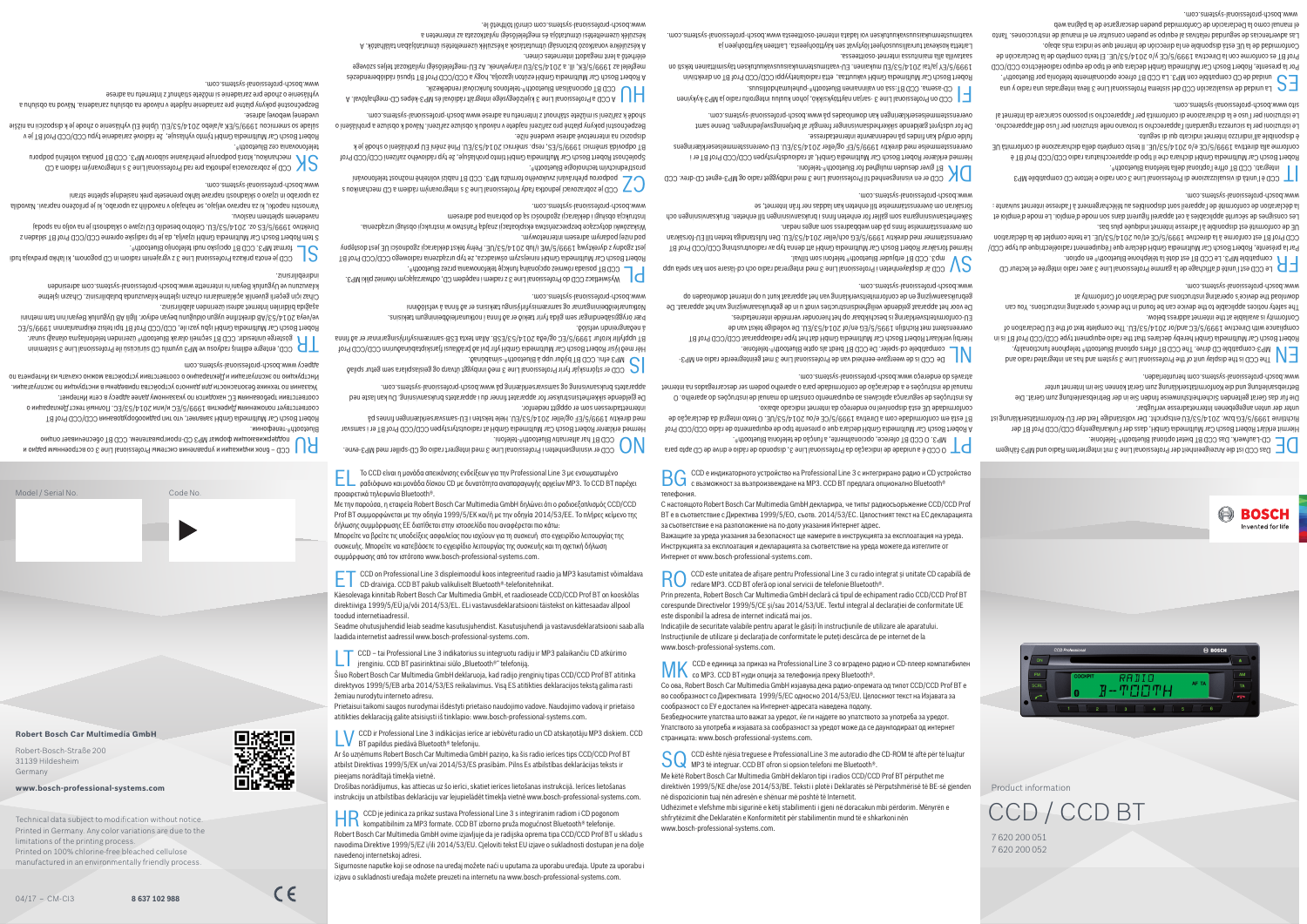# CCD / CCD BT

Product information

7 620 200 051
7 620 200 052

## DE

Das CCD ist die Anzeigeeinheit der Professional Line 3 mit integriertem Radio und MP3-fähigem CD-Laufwerk. Das CCD BT bietet optional Bluetooth®-Telefonie.
Hiermit erklärt Robert Bosch Car Multimedia GmbH, dass der Funkanlagentyp CCD/CCD Prof BT der Richtlinie 1999/5/EG bzw. 2014/53/EU entspricht. Der vollständige Text der EU-Konformitätserklärung ist unter der unten angegebenen Internetadresse verfügbar.
Die für das Gerät geltenden Sicherheitshinweise finden Sie in der Betriebsanleitung zum Gerät. Die Betriebsanleitung und die Konformitätserklärung zum Gerät können Sie im Internet unter www.bosch-professional-systems.com herunterladen.

## EN

The CCD is the display unit of the Professional Line 3 system and has an integrated radio and MP3-compatible CD drive. The CCD BT offers optional Bluetooth® telephone functionality.
Robert Bosch Car Multimedia GmbH hereby declares that the radio equipment type CCD/CCD Prof BT is in compliance with Directive 1999/5/EC and/or 2014/53/EU. The complete text of the EU Declaration of Conformity is available at the internet address below.
The safety notices applicable to the device can be found in the device's operating instructions. You can download the device's operating instructions and Declaration of Conformity at www.bosch-professional-systems.com.

## FR

Le CCD est l'unité d'affichage de la gamme Professional Line 3 avec radio intégrée et lecteur CD compatible MP3. Le CCD BT est doté de la téléphonie Bluetooth® en option.
Par la présente, Robert Bosch Car Multimedia GmbH déclare que l'équipement radioélectrique du type CCD/CCD Prof BT est conforme à la directive 1999/5/CE et/ou 2014/53/UE. Le texte complet de la déclaration UE de conformité est disponible à l'adresse internet suivante :
Les consignes de sécurité applicables à cet appareil figurent dans son mode d'emploi. Le mode d'emploi et la déclaration de conformité de l'appareil sont disponibles au téléchargement à l'adresse Internet suivante : www.bosch-professional-systems.com.

## IT

Il CCD è l'unità di visualizzazione di Professional Line 3 con radio e lettore CD compatibile MP3 integrati. Il CCD BT offre l'optional della telefonia Bluetooth®.
Il fabbricante, Robert Bosch Car Multimedia GmbH, dichiara che il tipo di apparecchiatura radio CCD/CCD Prof BT è conforme alla direttiva 1999/5/CE e/o 2014/53/UE. Il testo completo della dichiarazione di conformità UE è disponibile all'indirizzo internet indicato qui di seguito.
Le istruzioni per la sicurezza riguardanti l'apparecchio si trovano nelle istruzioni per l'uso dell'apparecchio. Le istruzioni per l'uso e la dichiarazione di conformità per l'apparecchio si possono scaricare dal Internet al sito www.bosch-professional-systems.com.

## ES

La unidad de visualización CCD del sistema Professional Line 3 lleva integrados una radio y una unidad de CD compatible con MP3. La CCD BT ofrece opcionalmente telefonía por Bluetooth®.
Por la presente, Robert Bosch Car Multimedia GmbH declara que el tipo de equipo radioeléctrico CCD/CCD Prof BT es conforme con la Directiva 1999/5/CE y/o 2014/53/UE. El texto completo de la Declaración de Conformidad de la UE está disponible en la dirección de Internet que se indica más abajo.
Las advertencias de seguridad relativas al equipo se pueden consultar en el manual de instrucciones. Tanto el manual como la Declaración de Conformidad pueden descargarse de la página web www.bosch-professional-systems.com.

## PT

O CCD é a unidade de indicação da Professional Line 3, dispondo de rádio e drive de CD apto para MP3. O CCD BT oferece, opcionalmente, a função de telefonia Bluetooth®.
A Robert Bosch Car Multimedia GmbH declara que o presente tipo de equipamento de rádio CCD/CCD Prof BT está em conformidade com a Diretiva 1999/5/CE e/ou 2014/53/UE. O texto integral da declaração de conformidade UE está disponível no endereço da Internet indicado abaixo.
As instruções de segurança aplicáveis ao equipamento constam do manual de instruções do aparelho. O manual de instruções e a declaração de conformidade para o aparelho podem ser descarregados através do endereço www.bosch-professional-systems.com.

## NL

De CCD is de weergave-eenheid van de Professional Line 3 met geïntegreerde radio en MP3-compatibele cd-speler. De CCD BT biedt als optie Bluetooth®-telefonie.
Hierbij verklaart Robert Bosch Car Multimedia GmbH dat het type radioapparatuur CCD/CCD Prof BT overeenstemt met Richtlijn 1999/5/EG en/of 2014/53/EU. De volledige tekst van de EU-conformiteitsverklaring is beschikbaar op het hieronder vermelde internetadres.
De voor het apparaat geldende veiligheidsinstructies vindt u in de gebruiksaanwijzing van het apparaat. De gebruiksaanwijzing en de conformiteitsverklaring van het apparaat kunt u op internet downloaden op www.bosch-professional-systems.com.

## SV

CCD är displayenheten i Professional Line 3 med integrerad radio och cd-läsare som kan spela upp mp3. CCD BT erbjuder Bluetooth®-telefoni som tillval.
Härmed försäkrar Robert Bosch Car Multimedia GmbH att denna typ av radioutrustning CCD/CCD Prof BT överensstämmer med direktiv 1999/5/EG och/eller 2014/53/EU. Den fullständiga texten till EU-försäkran om överensstämmelse finns på den webbadress som anges nedan.
Säkerhetsanvisningarna som gäller för enheten finns i bruksanvisningen till enheten. Bruksanvisningen och försäkran om överensstämmelse kan du hämta från www.bosch-professional-systems.com.

## DK

CCD er visningsenheden til Professional Line 3 med indbygget radio og MP3-egnet CD-drev. CCD BT giver desuden mulighed for Bluetooth®-telefon.
Hermed erklærer Robert Bosch Car Multimedia GmbH, at radioudstyrstypen CCD/CCD Prof BT er i overensstemmelse med direktiv 1999/5/EF og/eller 2014/53/EU. EU-overensstemmelseserklæringens fulde ordlyd kan findes på nedennævnte internetadresse.
De for udstyret gældende sikkerhedsanvisninger fremgår af betjeningsvejledningen. Denne samt overensstemmelseserklæringen kan downloades på www.bosch-professional-systems.com.

## FI

CCD on Professional Line 3 -sarjan näyttöyksikkö, johon kuuluu integroitu radio ja MP3-kyvykäs CD-asema. CCD BT:ssä on valinnainen Bluetooth®-puhelintoiminto.
Robert Bosch Car Multimedia GmbH vakuuttaa, että radiolaitetyyppi CCD/CCD Prof BT on direktiivin 1999/5/EY ja/tai 2014/53/EU mukainen. EU-vaatimustenmukaisuusvakuutuksen täysimittainen teksti on saatavilla alla mainitussa internet-osoitteessa.
Laitetta koskevat turvallisuusohjeet löytyvät sen käyttöohjeesta. Laitteen käyttöohjeen ja vaatimustenmukaisuusvakuutuksen voi ladata internet-osoitteesta www.bosch-professional-systems.com.

## NO

CCD er visningsenheten i Professional Line 3 med integrert radio og CD-spiller med MP3-evne. CCD BT har alternativ Bluetooth®-telefoni.
Herved erklærer Robert Bosch Car Multimedia GmbH at radioutstyrstypen CCD/CCD Prof BT er i samsvar med direktiv 1999/5/EF og/eller 2014/53/EU. Hele teksten i EU-samsvarserklæringen finnes på internettadressen som er oppgitt nedenfor.
De gjeldende sikkerhetsinstruksjonene for apparatet finner du i apparatets bruksanvisning. Du kan laste ned apparatets bruksanvisning og samsvarserklæring på www.bosch-professional-systems.com.

## IS

CCD er skjáeining fyrir Professional Line 3 með innbyggt útvarp og geisladrifara sem getur spilað MP3 efni. CCD BT býður upp á Bluetooth®-símabúnað.
Hér með lýsir Robert Bosch Car Multimedia GmbH yfir því að þráðlausi fjarskiptabúnaðurinn CCD/CCD Prof BT uppfyllir kröfur 1999/5/EG og/eða 2014/53/ESB. Allan texta ESB-samræmisyfirlýsingarinnar er að finna á netfanginu hér fyrir neðan.
Þær öryggisleiðbeiningar sem gilda fyrir tækið er að finna í notkunarleiðbeiningum tækisins. Notkunarleiðbeiningarnar og samræmisyfirlýsingu tækisins er að finna á vefsíðunni www.bosch-professional-systems.com.

## PL

Wyświetlacz CCD do Professional Line 3 z radiem i napędem CD, odtwarzającym również pliki MP3. CCD BT posiada również opcjonalną funkcję telefonowania przez Bluetooth®.
Robert Bosch Car Multimedia GmbH niniejszym oświadcza, że typ urządzenia radiowego CCD/CCD Prof BT jest zgodny z dyrektywą 1999/5/WE i/lub 2014/53/UE. Pełny tekst deklaracji zgodności UE jest dostępny pod niżej podanym adresem internetowym.
Wskazówki dotyczące bezpieczeństwa eksploatacji znajdą Państwo w instrukcji obsługi urządzenia. Instrukcję obsługi i deklarację zgodności są do pobrania pod adresem www.bosch-professional-systems.com.

## CZ

CCD je zobrazovací jednotka řady Professional Line 3 s integrovaným rádiem a CD mechanikou s podporou přehrávání zvukového formátu MP3. CCD BT nabízí volitelně možnost telefonování prostřednictvím technologie Bluetooth®.
Společnost Robert Bosch Car Multimedia GmbH tímto prohlašuje, že typ rádiového zařízení CCD/CCD Prof BT odpovídá směrnici 1999/5/ES, resp. směrnici 2014/53/EU. Plné znění EU prohlášení o shodě je k dispozici na internetové adrese uvedené níže.
Bezpečnostní pokyny platné pro zařízení najdete v návodu k obsluze zařízení. Návod k obsluze a prohlášení o shodě k zařízení si můžete stáhnout z internetu na adrese www.bosch-professional-systems.com.

## HU

A CCD a Professional Line 3 kijelzőegysége integrált rádióval és MP3-képes CD-meghajtóval. A CCD BT opcionálisan Bluetooth®-telefon funkcióval rendelkezik.
A Robert Bosch Car Multimedia GmbH ezennel igazolja, hogy a CCD/CCD Prof BT típusú rádióberendezés megfelel az 1999/5/EK, ill. a 2014/53/EU irányelvnek. Az EU-megfelelőségi nyilatkozat teljes szövege elérhető a lent megadott internetes címen.
A készülékre vonatkozó biztonsági utasítások a készülék üzemeltetési útmutatójában találhatók. A készülék üzemeltetési útmutatóját és megfelelőségi nyilatkozatát az interneten a www.bosch-professional-systems.com címről töltheti le.

## RU

CCD – блок индикации и управления системы Professional Line 3 со встроенным радио и поддерживающим формат MP3 CD-проигрывателем. CCD BT обеспечивает опцию Bluetooth-телефонии.
Robert Bosch Car Multimedia GmbH заявляет, что тип радиооборудования CCD/CCD Prof BT соответствует положениям Директивы 1999/5/EC и/или 2014/53/EC. Полный текст Декларации о соответствии требованиям ЕС находится по указанному ниже адресу в сети Интернет.
Указания по технике безопасности для данного устройства приведены в инструкции по эксплуатации. Инструкцию по эксплуатации и Декларацию о соответствии можно скачать из Интернета по адресу www.bosch-professional-systems.com

## TR

CCD, entegre edilmiş radyosu ve MP3 uyumlu CD sürücüsü ile Professional Line 3 sisteminin gösterge ünitesidir. CCD BT seçmeli olarak Bluetooth® üzerinden telefonlama olanağı sunar.
Robert Bosch Car Multimedia GmbH işbu yazı ile, CCD/CCD Prof BT tipi telsiz ekipmanlarının 1999/5/EC ve/veya 2014/53/AB direktifine uygun olduğunu beyan eder. AB Uygunluk Beyanı'nın tam metnini aşağıda bildirilen internet adresi üzerinden alabilirsiniz.
Cihaz için geçerli güvenlik açıklamalarını cihazın işletme kılavuzunda bulabilirsiniz. Cihazın işletme kılavuzunu ve Uygunluk Beyanı'nı internette www.bosch-professional-systems.com adresinden indirebilirsiniz.

## SL

CCD je enota prikaza Professional Line 3 z vgrajenim radiom in CD pogonom, ki lahko predvaja tudi format MP3. CCD BT opcijsko nudi telefonijo Bluetooth®.
S tem Robert Bosch Car Multimedia GmbH izjavlja, da je tip radijske opreme CCD/CCD Prof BT skladen z Direktivo 1999/5/ES oz. 2014/53/EU. Celotno besedilo EU izjave o skladnosti je na voljo na spodaj navedenem spletnem naslovu.
Varnostni napotki, ki za napravo veljajo, se nahajajo v navodilih za uporabo, ki jih prilagamo napravi. Navodila za uporabo in izjavo o skladnosti naprave lahko prenesete prek naslednje spletne strani www.bosch-professional-systems.com.

## SK

CCD je zobrazovacia jednotka pre rad Professional Line 3 s integrovaným rádiom a CD mechanikou, ktorá podporuje prehrávanie formátu MP3. CCD BT ponúka voliteľnú podporu telefonovania cez Bluetooth®.
Robert Bosch Car Multimedia GmbH týmto vyhlasuje, že rádiové zariadenie typu CCD/CCD Prof BT je v súlade so smernicou 1999/5/ES a/alebo 2014/53/EÚ. Úplné EÚ vyhlásenie o zhode je k dispozícii na uvedenej webovej adrese.
Bezpečnostné pokyny platné pre zariadenie nájdete v návode na obsluhu zariadenia. Návod na obsluhu a vyhlásenie o zhode pre zariadenie si môžete stiahnuť z internetu na adrese www.bosch-professional-systems.com.

## EL

Το CCD είναι η μονάδα απεικόνισης ενδείξεων για την Professional Line 3 με ενσωματωμένο ραδιόφωνο και μονάδα δίσκου CD με δυνατότητα αναπαραγωγής αρχείων MP3. Το CCD BT παρέχει προαιρετικά τηλεφωνία Bluetooth®.
Με την παρούσα, η εταιρεία Robert Bosch Car Multimedia GmbH δηλώνει ότι ο ραδιοεξοπλισμός CCD/CCD Prof BT συμμορφώνεται με την οδηγία 1999/5/ΕΚ και/ή με την οδηγία 2014/53/ΕΕ. Το πλήρες κείμενο της δήλωσης συμμόρφωσης ΕΕ διατίθεται στην ιστοσελίδα που αναφέρεται πιο κάτω:
Μπορείτε να βρείτε τις υποδείξεις ασφαλείας που ισχύουν για τη συσκευή στο εγχειρίδιο λειτουργίας της συσκευής. Μπορείτε να κατεβάσετε το εγχειρίδιο λειτουργίας της συσκευής και τη σχετική δήλωση συμμόρφωσης από τον ιστότοπο www.bosch-professional-systems.com.

## ET

CCD on Professional Line 3 displeimoodul koos integreeritud raadio ja MP3 kasutamist võimaldava CD-draiviga. CCD BT pakub valikuliselt Bluetooth®-telefonitehnikat.
Käesolevaga kinnitab Robert Bosch Car Multimedia GmbH, et raadioseade CCD/CCD Prof BT on kooskõlas direktiiviga 1999/5/EÜ ja/või 2014/53/EL. ELi vastavusdeklaratsiooni täistekst on kättesaadav allpool toodud internetiaadressil.
Seadme ohutusjuhendid leiab seadme kasutusjuhendist. Kasutusjuhendi ja vastavusdeklaratsiooni saab alla laadida internetist aadressil www.bosch-professional-systems.com.

## LT

CCD – tai Professional Line 3 indikatorius su integruotu radiju ir MP3 palaikančiu CD atkūrimo įrenginiu. CCD BT pasirinktinai siūlo „Bluetooth®“ telefoniją.
Šiuo Robert Bosch Car Multimedia GmbH deklaruoja, kad radijo įrenginių tipas CCD/CCD Prof BT atitinka direktyvos 1999/5/EB arba 2014/53/ES reikalavimus. Visą ES atitikties deklaracijos tekstą galima rasti žemiau nurodytu interneto adresu.
Prietaisui taikomi saugos nurodymai išdėstyti prietaiso naudojimo vadove. Naudojimo vadovą ir prietaiso atitikties deklaraciją galite atsisiųsti iš tinklapio: www.bosch-professional-systems.com.

## LV

CCD ir Professional Line 3 indikācijas iekārta ar iebūvētu radio un CD atskaņotāju MP3 diskiem. CCD BT papildus piedāvā Bluetooth® telefoniju.
Ar šo uzņēmums Robert Bosch Car Multimedia GmbH paziņo, ka šis radio ierīces tips CCD/CCD Prof BT atbilst Direktīvas 1999/5/EK un/vai 2014/53/ES prasībām. Pilns ES atbilstības deklarācijas teksts ir pieejams norādītajā tīmekļa vietnē.
Drošības norādījumus, kas attiecas uz šo ierīci, skatiet ierīces lietošanas instrukcijā. Ierīces lietošanas instrukciju un atbilstības deklarāciju var lejupielādēt tīmekļa vietnē www.bosch-professional-systems.com.

## HR

CCD je jedinica za prikaz sustava Professional Line 3 s integriranim radiom i CD pogonom kompatibilnim za MP3 formate. CCD BT izborno pruža mogućnost Bluetooth® telefonije.
Robert Bosch Car Multimedia GmbH ovime izjavljuje da je radijska oprema tipa CCD/CCD Prof BT u skladu s navodima Direktive 1999/5/EZ i/ili 2014/53/EU. Cjeloviti tekst EU izjave o sukladnosti dostupan je na dolje navedenoj internetskoj adresi.
Sigurnosne napute koji se odnose na uređaj možete naći u uputama za uporabu uređaja. Upute za uporabu i izjavu o sukladnosti uređaja možete preuzeti na internetu na www.bosch-professional-systems.com.

## BG

CCD е индикаторното устройство на Professional Line 3 с интегрирано радио и CD устройство с възможност за възпроизвеждане на MP3. CCD BT предлага опционално Bluetooth® телефония.
С настоящото Robert Bosch Car Multimedia GmbH декларира, че типът радиосъоръжение CCD/CCD Prof BT е в съответствие с Директива 1999/5/ЕО, съотв. 2014/53/ЕС. Цялостният текст на ЕС декларацията за съответствие е на разположение на по-долу указания Интернет адрес.
Важащите за уреда указания за безопасност ще намерите в инструкцията за експлоатация на уреда. Инструкцията за експлоатация и декларацията за съответствие за уреда можете да изтеглите от Интернет от www.bosch-professional-systems.com.

## RO

CCD este unitatea de afișare pentru Professional Line 3 cu radio integrat și unitate CD capabilă de redare MP3. CCD BT oferă op ional serviciul de telefonie Bluetooth®.
Prin prezenta, Robert Bosch Car Multimedia GmbH declară că tipul de echipament radio CCD/CCD Prof BT corespunde Directivelor 1999/5/CE și/sau 2014/53/UE. Textul integral al declarației de conformitate UE este disponibil la adresa de internet indicată mai jos.
Indicațiile de securitate valabile pentru aparat le găsiți în instrucțiunile de utilizare ale aparatului. Instrucțiunile de utilizare și declarația de conformitate le puteți descărca de pe internet de la www.bosch-professional-systems.com.

## MK

CCD е единицата за приказ на Professional Line 3 со вградено радио и CD-плеер компатибилен со MP3. CCD BT нуди опција за телефонија преку Bluetooth®.
Со ова, Robert Bosch Car Multimedia GmbH изјавува дека радио-опремата од типот CCD/CCD Prof BT е во сообразност со Директивата 1999/5/ЕС односно 2014/53/EU. Целосниот текст на Изјавата за сообразност со ЕУ е достапен на Интернет-адресата наведена подолу.
Безбедносните упатства што важат за уредот, ќе ги најдете во упатството за употреба на уредот. Упатството за употреба и изјавата за сообразност за уредот може да ги преземете од интернет страницата: www.bosch-professional-systems.com.

## SQ

CCD është njësia treguese e Professional Line 3 me autoradio dhe CD-ROM të afte për të luajtur MP3 të integruar. CCD BT ofron si opsion telefoni me Bluetooth®.
Me këtë Robert Bosch Car Multimedia GmbH deklaron tipi i radios CCD/CCD Prof BT përputhet me direktiven 1999/5/KE dhe/ose 2014/53/BE. Teksti i plotë i Deklaratës së Përputshmerisë të BE-së gjenden në dispozicionin tuaj nën adresën e shënuar më poshtë të Internetit.
Udhëzimet e vlefshme mbi sigurinë e këtij stabilimenti i gjeni në doracakun mbi përdorim. Mënyrën e shfrytëzimit dhe Deklaraten e Konformitetit për stabilimentin mund të e shkarkoni nën www.bosch-professional-systems.com.

---

BOSCH
Invented for life

Model / Serial No.

Code No.

**Robert Bosch Car Multimedia GmbH**

Robert-Bosch-Straße 200
31139 Hildesheim
Germany

**www.bosch-professional-systems.com**

Technical data subject to modification without notice.
Printed in Germany. Any color variations are due to the limitations of the printing process.
Printed on 100% chlorine-free bleached cellulose manufactured in an environmentally friendly process.

04/17 – CM-CI3 **8 637 102 988**

CE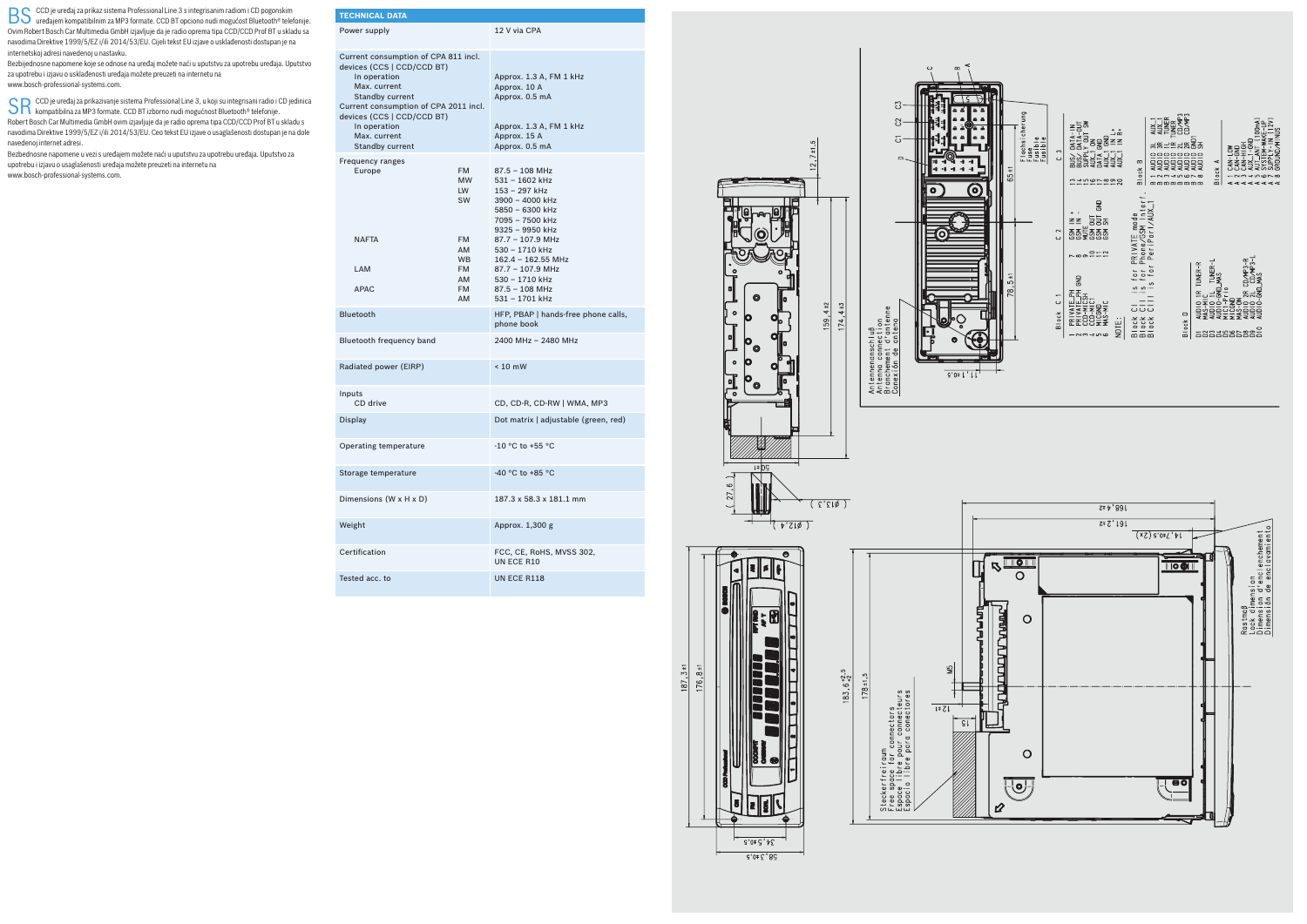**BS** CCD je uređaj za prikaz sistema Professional Line 3 s integrisanim radiom i CD pogonskim uređajem kompatibilnim za MP3 formate. CCD BT opciono nudi mogućnost Bluetooth® telefonije. Ovim Robert Bosch Car Multimedia GmbH izjavljuje da je radio oprema tipa CCD/CCD Prof BT u skladu sa navodima Direktive 1999/5/EZ i/ili 2014/53/EU. Cijeli tekst EU izjave o usklađenosti dostupan je na internetskoj adresi navedenoj u nastavku.

Bezbijednosne napomene koje se odnose na uređaj možete naći u uputstvu za upotrebu uređaja. Uputstvo za upotrebu i izjavu o usklađenosti uređaja možete preuzeti na internetu na www.bosch-professional-systems.com.

**SR** CCD je uređaj za prikazivanje sistema Professional Line 3, u koji su integrisani radio i CD jedinica kompatibilna za MP3 formate. CCD BT izborno nudi mogućnost Bluetooth® telefonije. Robert Bosch Car Multimedia GmbH ovim izjavljuje da je radio oprema tipa CCD/CCD Prof BT u skladu s navodima Direktive 1999/5/EZ i/ili 2014/53/EU. Ceo tekst EU izjave o usklađenosti dostupan je na dole navedenoj internet adresi.

Bezbednosne napomene u vezi s uređajem možete naći u uputstvu za upotrebu uređaja. Uputstvo za upotrebu i izjavu o usaglašenosti uređaja možete preuzeti na internetu na www.bosch-professional-systems.com.

| TECHNICAL DATA | | |
|---|---|---|
| Power supply | | 12 V via CPA |
| Current consumption of CPA 811 incl. devices (CCS \| CCD/CCD BT) | | |
| In operation | | Approx. 1.3 A, FM 1 kHz |
| Max. current | | Approx. 10 A |
| Standby current | | Approx. 0.5 mA |
| Current consumption of CPA 2011 incl. devices (CCS \| CCD/CCD BT) | | |
| In operation | | Approx. 1.3 A, FM 1 kHz |
| Max. current | | Approx. 15 A |
| Standby current | | Approx. 0.5 mA |
| Frequency ranges | | |
| Europe | FM | 87.5 – 108 MHz |
| | MW | 531 – 1602 kHz |
| | LW | 153 – 297 kHz |
| | SW | 3900 – 4000 kHz |
| | | 5850 – 6300 kHz |
| | | 7095 – 7500 kHz |
| | | 9325 – 9950 kHz |
| NAFTA | FM | 87.7 – 107.9 MHz |
| | AM | 530 – 1710 kHz |
| | WB | 162.4 – 162.55 MHz |
| LAM | FM | 87.7 – 107.9 MHz |
| | AM | 530 – 1710 kHz |
| APAC | FM | 87.5 – 108 MHz |
| | AM | 531 – 1701 kHz |
| Bluetooth | | HFP, PBAP \| hands-free phone calls, phone book |
| Bluetooth frequency band | | 2400 MHz – 2480 MHz |
| Radiated power (EIRP) | | < 10 mW |
| Inputs | | |
| CD drive | | CD, CD-R, CD-RW \| WMA, MP3 |
| Display | | Dot matrix \| adjustable (green, red) |
| Operating temperature | | -10 °C to +55 °C |
| Storage temperature | | -40 °C to +85 °C |
| Dimensions (W x H x D) | | 187.3 x 58.3 x 181.1 mm |
| Weight | | Approx. 1,300 g |
| Certification | | FCC, CE, RoHS, MVSS 302, UN ECE R10 |
| Tested acc. to | | UN ECE R118 |

Antennenanschluß
Antenna connection
Branchement d'antenne
Conexión de antena

Flachsicherung
Fuse
Fusible
Fusible

Block C 1
1 PRIVATE_PH
2 PRIVATE_PH GND
3 CCD-MIC-SH
4 CCD-MIC1
5 MICGND
6 MAS-MIC

C 2
7 GSM IN +
8 GSM IN -
9 MUTE
10 GSM OUT
11 GSM OUT GND
12 GSM SH

C 3
13 BUS/ DATA-IN
14 BUS/ DATA-OUT
15 SUPPLY OUT SW
16 AUX_1 ON
17 DATA GND
18 AUX_1 GND
19 AUX_1 IN L+
20 AUX_1 IN R+

NOTE:
Block CI is for PRIVATE mode
Block CII is for Phone/GSM Interf.
Block CIII is for PeriPort/AUX_1

Block B
B 1 AUDIO 3L AUX_1
B 2 AUDIO 3R AUX_1
B 3 AUDIO 1L TUNER
B 4 AUDIO 1R TUNER
B 5 AUDIO 2L CD/MP3
B 6 AUDIO 2R CD/MP3
B 7 AUDIO GND1
B 8 AUDIO SH

Block D
D1 AUDIO 1R TUNER-R
D2 MAS-MIC
D3 AUDIO 1L TUNER-L
D4 AUDIO-GND_MAS
D5 MIC1-Prio
D6 MICGND
D7 MAS-ON
D8 AUDIO 2R CD/MP3-R
D9 AUDIO 2L CD/MP3-L
D10 AUDIO-GND_MAS

Block A
A 1 CAN-LOW
A 2 CAN-GND
A 3 CAN-HIGH
A 4 AUX_1-GND
A 5 ALARM_IN (GNDa)
A 6 SYSTEM-WAKE-UP
A 7 SUPPLY-IN (12V)
A 8 GROUND/MINUS

Steckerfreiraum
Free space for connectors
Espace libre pour connecteurs
Espacio libre para conectores

Rastmaß
Lock dimension
Dimension d'enclenchement
Dimensión de enclavamiento

C3 C2 C1 D C B A
12,7±1,5
65±1
78,5±1
159,4±2
174,4±3
11,1±0,5
50±1
(27,6)
(Ø13,3)
(Ø12,4)
187,3±1
176,8±1
183,6+2,5/-2
178±1,5
M5
12±1
15
34,5±0,5
58,3±0,5
168,4±2
161,2±2
14,7±0,5 (2x)